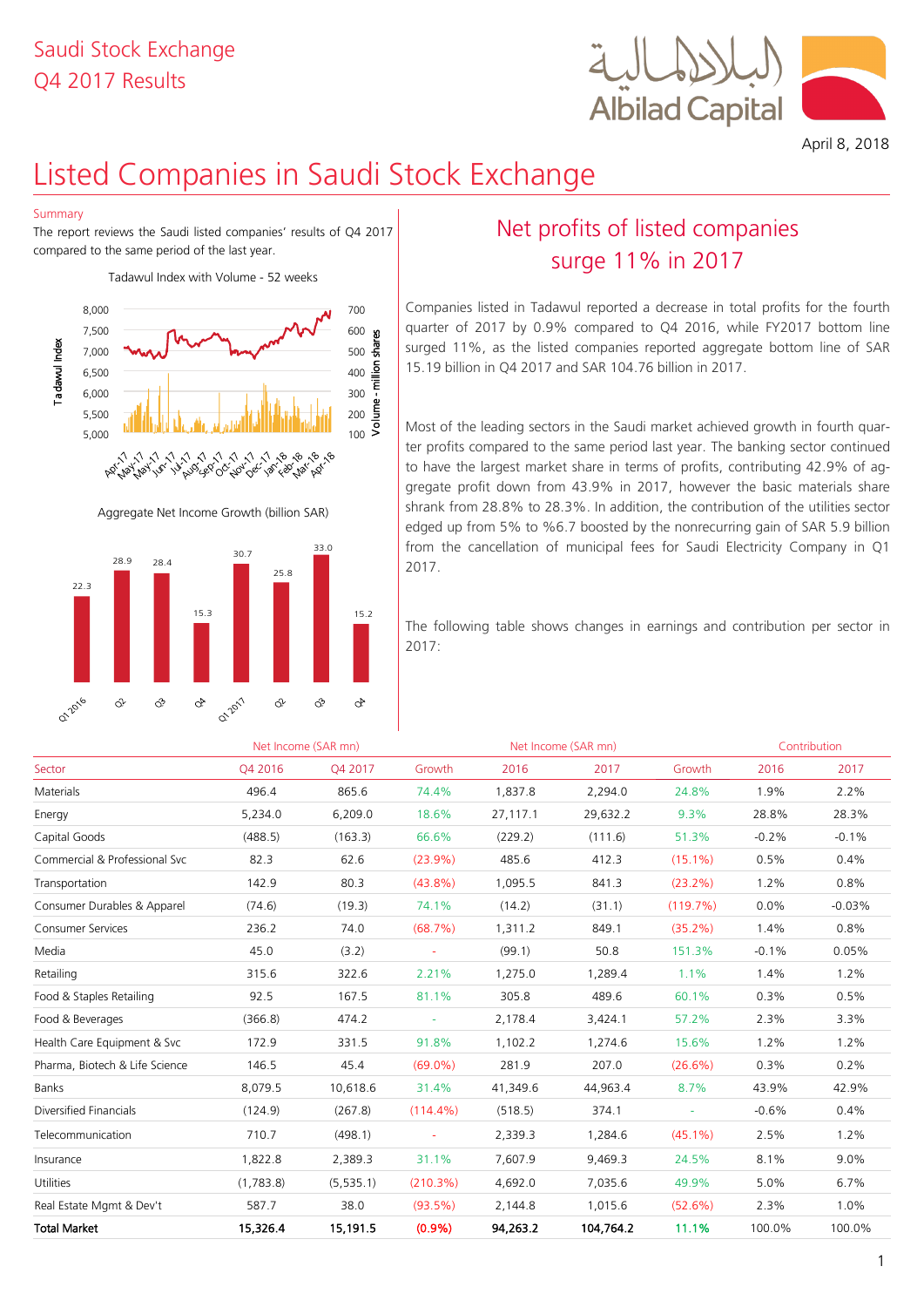Saudi Stock Exchange
Q4 2017 Results

Albilad Capital

April 8, 2018

# Listed Companies in Saudi Stock Exchange

Summary

The report reviews the Saudi listed companies' results of Q4 2017 compared to the same period of the last year.

Tadawul Index with Volume - 52 weeks

Aggregate Net Income Growth (billion SAR)

| Q1 2016 | Q2 | Q3 | Q4 | Q1 2017 | Q2 | Q3 | Q4 |
|---|---|---|---|---|---|---|---|
| 22.3 | 28.9 | 28.4 | 15.3 | 30.7 | 25.8 | 33.0 | 15.2 |

## Net profits of listed companies surge 11% in 2017

Companies listed in Tadawul reported a decrease in total profits for the fourth quarter of 2017 by 0.9% compared to Q4 2016, while FY2017 bottom line surged 11%, as the listed companies reported aggregate bottom line of SAR 15.19 billion in Q4 2017 and SAR 104.76 billion in 2017.

Most of the leading sectors in the Saudi market achieved growth in fourth quarter profits compared to the same period last year. The banking sector continued to have the largest market share in terms of profits, contributing 42.9% of aggregate profit down from 43.9% in 2017, however the basic materials share shrank from 28.8% to 28.3%. In addition, the contribution of the utilities sector edged up from 5% to %6.7 boosted by the nonrecurring gain of SAR 5.9 billion from the cancellation of municipal fees for Saudi Electricity Company in Q1 2017.

The following table shows changes in earnings and contribution per sector in 2017:

| | Net Income (SAR mn) | | | Net Income (SAR mn) | | | Contribution | |
|---|---|---|---|---|---|---|---|---|
| Sector | Q4 2016 | Q4 2017 | Growth | 2016 | 2017 | Growth | 2016 | 2017 |
| Materials | 496.4 | 865.6 | 74.4% | 1,837.8 | 2,294.0 | 24.8% | 1.9% | 2.2% |
| Energy | 5,234.0 | 6,209.0 | 18.6% | 27,117.1 | 29,632.2 | 9.3% | 28.8% | 28.3% |
| Capital Goods | (488.5) | (163.3) | 66.6% | (229.2) | (111.6) | 51.3% | -0.2% | -0.1% |
| Commercial & Professional Svc | 82.3 | 62.6 | (23.9%) | 485.6 | 412.3 | (15.1%) | 0.5% | 0.4% |
| Transportation | 142.9 | 80.3 | (43.8%) | 1,095.5 | 841.3 | (23.2%) | 1.2% | 0.8% |
| Consumer Durables & Apparel | (74.6) | (19.3) | 74.1% | (14.2) | (31.1) | (119.7%) | 0.0% | -0.03% |
| Consumer Services | 236.2 | 74.0 | (68.7%) | 1,311.2 | 849.1 | (35.2%) | 1.4% | 0.8% |
| Media | 45.0 | (3.2) | - | (99.1) | 50.8 | 151.3% | -0.1% | 0.05% |
| Retailing | 315.6 | 322.6 | 2.21% | 1,275.0 | 1,289.4 | 1.1% | 1.4% | 1.2% |
| Food & Staples Retailing | 92.5 | 167.5 | 81.1% | 305.8 | 489.6 | 60.1% | 0.3% | 0.5% |
| Food & Beverages | (366.8) | 474.2 | - | 2,178.4 | 3,424.1 | 57.2% | 2.3% | 3.3% |
| Health Care Equipment & Svc | 172.9 | 331.5 | 91.8% | 1,102.2 | 1,274.6 | 15.6% | 1.2% | 1.2% |
| Pharma, Biotech & Life Science | 146.5 | 45.4 | (69.0%) | 281.9 | 207.0 | (26.6%) | 0.3% | 0.2% |
| Banks | 8,079.5 | 10,618.6 | 31.4% | 41,349.6 | 44,963.4 | 8.7% | 43.9% | 42.9% |
| Diversified Financials | (124.9) | (267.8) | (114.4%) | (518.5) | 374.1 | - | -0.6% | 0.4% |
| Telecommunication | 710.7 | (498.1) | - | 2,339.3 | 1,284.6 | (45.1%) | 2.5% | 1.2% |
| Insurance | 1,822.8 | 2,389.3 | 31.1% | 7,607.9 | 9,469.3 | 24.5% | 8.1% | 9.0% |
| Utilities | (1,783.8) | (5,535.1) | (210.3%) | 4,692.0 | 7,035.6 | 49.9% | 5.0% | 6.7% |
| Real Estate Mgmt & Dev't | 587.7 | 38.0 | (93.5%) | 2,144.8 | 1,015.6 | (52.6%) | 2.3% | 1.0% |
| **Total Market** | **15,326.4** | **15,191.5** | **(0.9%)** | **94,263.2** | **104,764.2** | **11.1%** | **100.0%** | **100.0%** |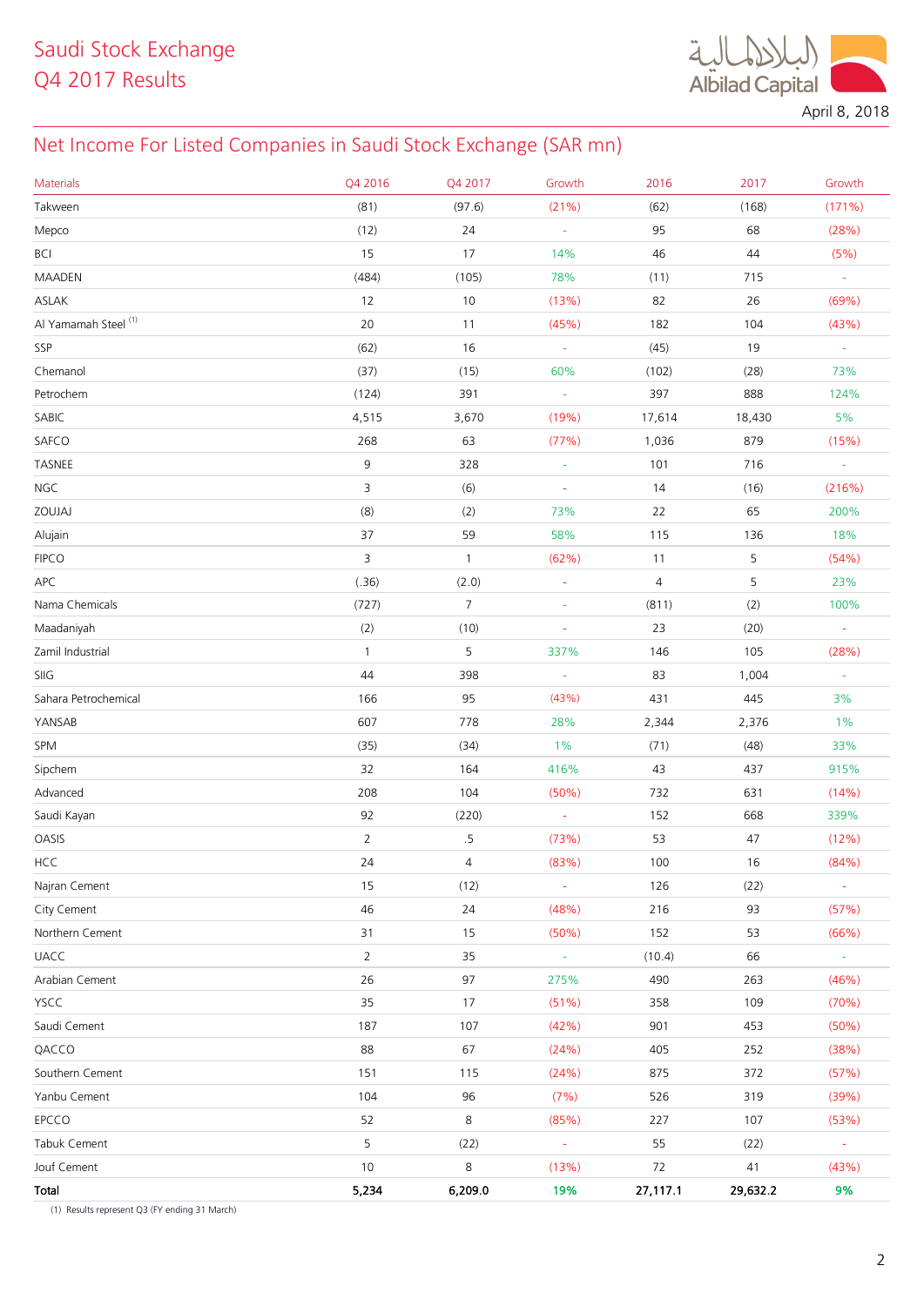# Saudi Stock Exchange
# Q4 2017 Results

April 8, 2018

## Net Income For Listed Companies in Saudi Stock Exchange (SAR mn)

| Materials | Q4 2016 | Q4 2017 | Growth | 2016 | 2017 | Growth |
|---|---|---|---|---|---|---|
| Takween | (81) | (97.6) | (21%) | (62) | (168) | (171%) |
| Mepco | (12) | 24 | - | 95 | 68 | (28%) |
| BCI | 15 | 17 | 14% | 46 | 44 | (5%) |
| MAADEN | (484) | (105) | 78% | (11) | 715 | - |
| ASLAK | 12 | 10 | (13%) | 82 | 26 | (69%) |
| Al Yamamah Steel [1] | 20 | 11 | (45%) | 182 | 104 | (43%) |
| SSP | (62) | 16 | - | (45) | 19 | - |
| Chemanol | (37) | (15) | 60% | (102) | (28) | 73% |
| Petrochem | (124) | 391 | - | 397 | 888 | 124% |
| SABIC | 4,515 | 3,670 | (19%) | 17,614 | 18,430 | 5% |
| SAFCO | 268 | 63 | (77%) | 1,036 | 879 | (15%) |
| TASNEE | 9 | 328 | - | 101 | 716 | - |
| NGC | 3 | (6) | - | 14 | (16) | (216%) |
| ZOUJAJ | (8) | (2) | 73% | 22 | 65 | 200% |
| Alujain | 37 | 59 | 58% | 115 | 136 | 18% |
| FIPCO | 3 | 1 | (62%) | 11 | 5 | (54%) |
| APC | (.36) | (2.0) | - | 4 | 5 | 23% |
| Nama Chemicals | (727) | 7 | - | (811) | (2) | 100% |
| Maadaniyah | (2) | (10) | - | 23 | (20) | - |
| Zamil Industrial | 1 | 5 | 337% | 146 | 105 | (28%) |
| SIIG | 44 | 398 | - | 83 | 1,004 | - |
| Sahara Petrochemical | 166 | 95 | (43%) | 431 | 445 | 3% |
| YANSAB | 607 | 778 | 28% | 2,344 | 2,376 | 1% |
| SPM | (35) | (34) | 1% | (71) | (48) | 33% |
| Sipchem | 32 | 164 | 416% | 43 | 437 | 915% |
| Advanced | 208 | 104 | (50%) | 732 | 631 | (14%) |
| Saudi Kayan | 92 | (220) | - | 152 | 668 | 339% |
| OASIS | 2 | .5 | (73%) | 53 | 47 | (12%) |
| HCC | 24 | 4 | (83%) | 100 | 16 | (84%) |
| Najran Cement | 15 | (12) | - | 126 | (22) | - |
| City Cement | 46 | 24 | (48%) | 216 | 93 | (57%) |
| Northern Cement | 31 | 15 | (50%) | 152 | 53 | (66%) |
| UACC | 2 | 35 | - | (10.4) | 66 | - |
| Arabian Cement | 26 | 97 | 275% | 490 | 263 | (46%) |
| YSCC | 35 | 17 | (51%) | 358 | 109 | (70%) |
| Saudi Cement | 187 | 107 | (42%) | 901 | 453 | (50%) |
| QACCO | 88 | 67 | (24%) | 405 | 252 | (38%) |
| Southern Cement | 151 | 115 | (24%) | 875 | 372 | (57%) |
| Yanbu Cement | 104 | 96 | (7%) | 526 | 319 | (39%) |
| EPCCO | 52 | 8 | (85%) | 227 | 107 | (53%) |
| Tabuk Cement | 5 | (22) | - | 55 | (22) | - |
| Jouf Cement | 10 | 8 | (13%) | 72 | 41 | (43%) |
| **Total** | **5,234** | **6,209.0** | **19%** | **27,117.1** | **29,632.2** | **9%** |

(1) Results represent Q3 (FY ending 31 March)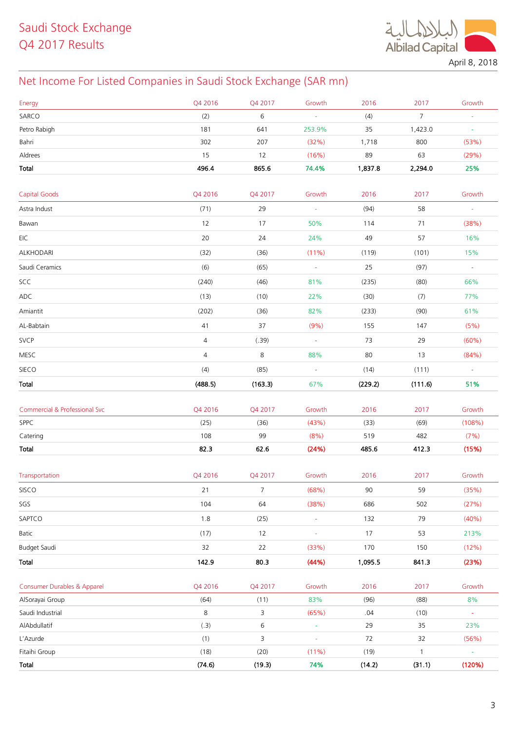# Saudi Stock Exchange
# Q4 2017 Results

April 8, 2018

## Net Income For Listed Companies in Saudi Stock Exchange (SAR mn)

| Energy | Q4 2016 | Q4 2017 | Growth | 2016 | 2017 | Growth |
|---|---|---|---|---|---|---|
| SARCO | (2) | 6 | - | (4) | 7 | - |
| Petro Rabigh | 181 | 641 | 253.9% | 35 | 1,423.0 | - |
| Bahri | 302 | 207 | (32%) | 1,718 | 800 | (53%) |
| Aldrees | 15 | 12 | (16%) | 89 | 63 | (29%) |
| **Total** | **496.4** | **865.6** | **74.4%** | **1,837.8** | **2,294.0** | **25%** |

| Capital Goods | Q4 2016 | Q4 2017 | Growth | 2016 | 2017 | Growth |
|---|---|---|---|---|---|---|
| Astra Indust | (71) | 29 | - | (94) | 58 | - |
| Bawan | 12 | 17 | 50% | 114 | 71 | (38%) |
| EIC | 20 | 24 | 24% | 49 | 57 | 16% |
| ALKHODARI | (32) | (36) | (11%) | (119) | (101) | 15% |
| Saudi Ceramics | (6) | (65) | - | 25 | (97) | - |
| SCC | (240) | (46) | 81% | (235) | (80) | 66% |
| ADC | (13) | (10) | 22% | (30) | (7) | 77% |
| Amiantit | (202) | (36) | 82% | (233) | (90) | 61% |
| AL-Babtain | 41 | 37 | (9%) | 155 | 147 | (5%) |
| SVCP | 4 | (.39) | - | 73 | 29 | (60%) |
| MESC | 4 | 8 | 88% | 80 | 13 | (84%) |
| SIECO | (4) | (85) | - | (14) | (111) | - |
| **Total** | **(488.5)** | **(163.3)** | **67%** | **(229.2)** | **(111.6)** | **51%** |

| Commercial & Professional Svc | Q4 2016 | Q4 2017 | Growth | 2016 | 2017 | Growth |
|---|---|---|---|---|---|---|
| SPPC | (25) | (36) | (43%) | (33) | (69) | (108%) |
| Catering | 108 | 99 | (8%) | 519 | 482 | (7%) |
| **Total** | **82.3** | **62.6** | **(24%)** | **485.6** | **412.3** | **(15%)** |

| Transportation | Q4 2016 | Q4 2017 | Growth | 2016 | 2017 | Growth |
|---|---|---|---|---|---|---|
| SISCO | 21 | 7 | (68%) | 90 | 59 | (35%) |
| SGS | 104 | 64 | (38%) | 686 | 502 | (27%) |
| SAPTCO | 1.8 | (25) | - | 132 | 79 | (40%) |
| Batic | (17) | 12 | - | 17 | 53 | 213% |
| Budget Saudi | 32 | 22 | (33%) | 170 | 150 | (12%) |
| **Total** | **142.9** | **80.3** | **(44%)** | **1,095.5** | **841.3** | **(23%)** |

| Consumer Durables & Apparel | Q4 2016 | Q4 2017 | Growth | 2016 | 2017 | Growth |
|---|---|---|---|---|---|---|
| AlSorayai Group | (64) | (11) | 83% | (96) | (88) | 8% |
| Saudi Industrial | 8 | 3 | (65%) | .04 | (10) | - |
| AlAbdullatif | (.3) | 6 | - | 29 | 35 | 23% |
| L'Azurde | (1) | 3 | - | 72 | 32 | (56%) |
| Fitaihi Group | (18) | (20) | (11%) | (19) | 1 | - |
| **Total** | **(74.6)** | **(19.3)** | **74%** | **(14.2)** | **(31.1)** | **(120%)** |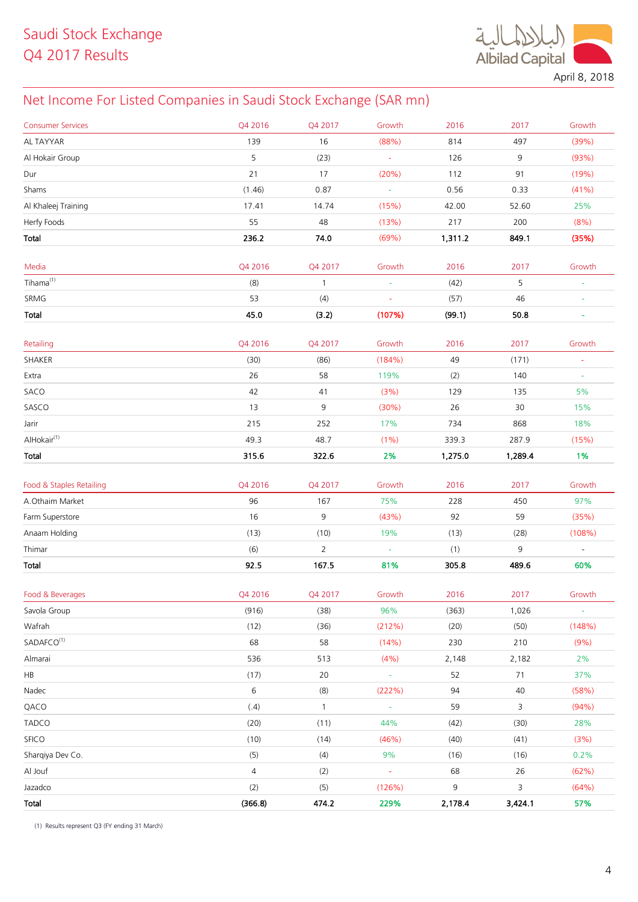Saudi Stock Exchange
Q4 2017 Results

April 8, 2018

## Net Income For Listed Companies in Saudi Stock Exchange (SAR mn)

| Consumer Services | Q4 2016 | Q4 2017 | Growth | 2016 | 2017 | Growth |
|---|---|---|---|---|---|---|
| AL TAYYAR | 139 | 16 | (88%) | 814 | 497 | (39%) |
| Al Hokair Group | 5 | (23) | - | 126 | 9 | (93%) |
| Dur | 21 | 17 | (20%) | 112 | 91 | (19%) |
| Shams | (1.46) | 0.87 | - | 0.56 | 0.33 | (41%) |
| Al Khaleej Training | 17.41 | 14.74 | (15%) | 42.00 | 52.60 | 25% |
| Herfy Foods | 55 | 48 | (13%) | 217 | 200 | (8%) |
| **Total** | **236.2** | **74.0** | **(69%)** | **1,311.2** | **849.1** | **(35%)** |

| Media | Q4 2016 | Q4 2017 | Growth | 2016 | 2017 | Growth |
|---|---|---|---|---|---|---|
| Tihama[1] | (8) | 1 | - | (42) | 5 | - |
| SRMG | 53 | (4) | - | (57) | 46 | - |
| **Total** | **45.0** | **(3.2)** | **(107%)** | **(99.1)** | **50.8** | **-** |

| Retailing | Q4 2016 | Q4 2017 | Growth | 2016 | 2017 | Growth |
|---|---|---|---|---|---|---|
| SHAKER | (30) | (86) | (184%) | 49 | (171) | - |
| Extra | 26 | 58 | 119% | (2) | 140 | - |
| SACO | 42 | 41 | (3%) | 129 | 135 | 5% |
| SASCO | 13 | 9 | (30%) | 26 | 30 | 15% |
| Jarir | 215 | 252 | 17% | 734 | 868 | 18% |
| AlHokair[1] | 49.3 | 48.7 | (1%) | 339.3 | 287.9 | (15%) |
| **Total** | **315.6** | **322.6** | **2%** | **1,275.0** | **1,289.4** | **1%** |

| Food & Staples Retailing | Q4 2016 | Q4 2017 | Growth | 2016 | 2017 | Growth |
|---|---|---|---|---|---|---|
| A.Othaim Market | 96 | 167 | 75% | 228 | 450 | 97% |
| Farm Superstore | 16 | 9 | (43%) | 92 | 59 | (35%) |
| Anaam Holding | (13) | (10) | 19% | (13) | (28) | (108%) |
| Thimar | (6) | 2 | - | (1) | 9 | - |
| **Total** | **92.5** | **167.5** | **81%** | **305.8** | **489.6** | **60%** |

| Food & Beverages | Q4 2016 | Q4 2017 | Growth | 2016 | 2017 | Growth |
|---|---|---|---|---|---|---|
| Savola Group | (916) | (38) | 96% | (363) | 1,026 | - |
| Wafrah | (12) | (36) | (212%) | (20) | (50) | (148%) |
| SADAFCO[1] | 68 | 58 | (14%) | 230 | 210 | (9%) |
| Almarai | 536 | 513 | (4%) | 2,148 | 2,182 | 2% |
| HB | (17) | 20 | - | 52 | 71 | 37% |
| Nadec | 6 | (8) | (222%) | 94 | 40 | (58%) |
| QACO | (.4) | 1 | - | 59 | 3 | (94%) |
| TADCO | (20) | (11) | 44% | (42) | (30) | 28% |
| SFICO | (10) | (14) | (46%) | (40) | (41) | (3%) |
| Sharqiya Dev Co. | (5) | (4) | 9% | (16) | (16) | 0.2% |
| Al Jouf | 4 | (2) | - | 68 | 26 | (62%) |
| Jazadco | (2) | (5) | (126%) | 9 | 3 | (64%) |
| **Total** | **(366.8)** | **474.2** | **229%** | **2,178.4** | **3,424.1** | **57%** |

(1) Results represent Q3 (FY ending 31 March)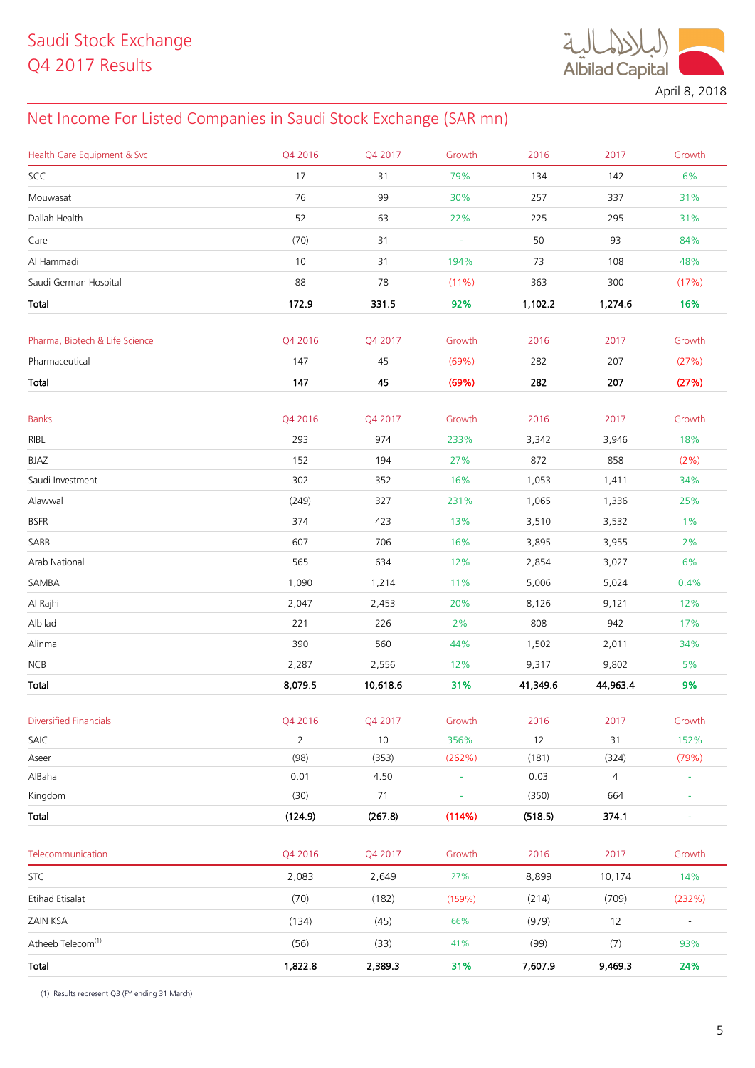Saudi Stock Exchange
Q4 2017 Results

April 8, 2018

## Net Income For Listed Companies in Saudi Stock Exchange (SAR mn)

| Health Care Equipment & Svc | Q4 2016 | Q4 2017 | Growth | 2016 | 2017 | Growth |
|---|---|---|---|---|---|---|
| SCC | 17 | 31 | 79% | 134 | 142 | 6% |
| Mouwasat | 76 | 99 | 30% | 257 | 337 | 31% |
| Dallah Health | 52 | 63 | 22% | 225 | 295 | 31% |
| Care | (70) | 31 | - | 50 | 93 | 84% |
| Al Hammadi | 10 | 31 | 194% | 73 | 108 | 48% |
| Saudi German Hospital | 88 | 78 | (11%) | 363 | 300 | (17%) |
| **Total** | **172.9** | **331.5** | **92%** | **1,102.2** | **1,274.6** | **16%** |

| Pharma, Biotech & Life Science | Q4 2016 | Q4 2017 | Growth | 2016 | 2017 | Growth |
|---|---|---|---|---|---|---|
| Pharmaceutical | 147 | 45 | (69%) | 282 | 207 | (27%) |
| **Total** | **147** | **45** | **(69%)** | **282** | **207** | **(27%)** |

| Banks | Q4 2016 | Q4 2017 | Growth | 2016 | 2017 | Growth |
|---|---|---|---|---|---|---|
| RIBL | 293 | 974 | 233% | 3,342 | 3,946 | 18% |
| BJAZ | 152 | 194 | 27% | 872 | 858 | (2%) |
| Saudi Investment | 302 | 352 | 16% | 1,053 | 1,411 | 34% |
| Alawwal | (249) | 327 | 231% | 1,065 | 1,336 | 25% |
| BSFR | 374 | 423 | 13% | 3,510 | 3,532 | 1% |
| SABB | 607 | 706 | 16% | 3,895 | 3,955 | 2% |
| Arab National | 565 | 634 | 12% | 2,854 | 3,027 | 6% |
| SAMBA | 1,090 | 1,214 | 11% | 5,006 | 5,024 | 0.4% |
| Al Rajhi | 2,047 | 2,453 | 20% | 8,126 | 9,121 | 12% |
| Albilad | 221 | 226 | 2% | 808 | 942 | 17% |
| Alinma | 390 | 560 | 44% | 1,502 | 2,011 | 34% |
| NCB | 2,287 | 2,556 | 12% | 9,317 | 9,802 | 5% |
| **Total** | **8,079.5** | **10,618.6** | **31%** | **41,349.6** | **44,963.4** | **9%** |

| Diversified Financials | Q4 2016 | Q4 2017 | Growth | 2016 | 2017 | Growth |
|---|---|---|---|---|---|---|
| SAIC | 2 | 10 | 356% | 12 | 31 | 152% |
| Aseer | (98) | (353) | (262%) | (181) | (324) | (79%) |
| AlBaha | 0.01 | 4.50 | - | 0.03 | 4 | - |
| Kingdom | (30) | 71 | - | (350) | 664 | - |
| **Total** | **(124.9)** | **(267.8)** | **(114%)** | **(518.5)** | **374.1** | - |

| Telecommunication | Q4 2016 | Q4 2017 | Growth | 2016 | 2017 | Growth |
|---|---|---|---|---|---|---|
| STC | 2,083 | 2,649 | 27% | 8,899 | 10,174 | 14% |
| Etihad Etisalat | (70) | (182) | (159%) | (214) | (709) | (232%) |
| ZAIN KSA | (134) | (45) | 66% | (979) | 12 | - |
| Atheeb Telecom[1] | (56) | (33) | 41% | (99) | (7) | 93% |
| **Total** | **1,822.8** | **2,389.3** | **31%** | **7,607.9** | **9,469.3** | **24%** |

(1) Results represent Q3 (FY ending 31 March)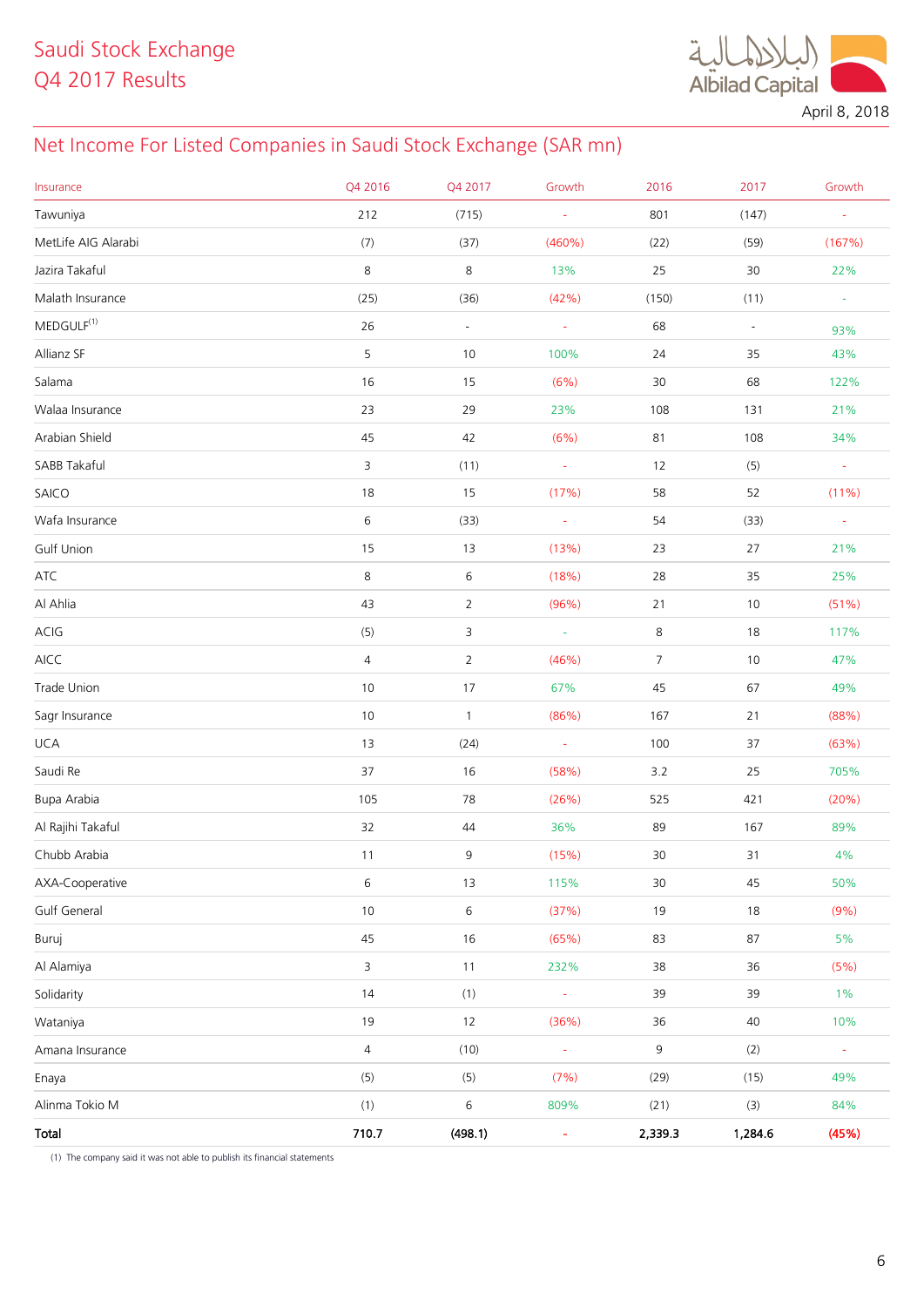# Saudi Stock Exchange
# Q4 2017 Results

April 8, 2018

## Net Income For Listed Companies in Saudi Stock Exchange (SAR mn)

| Insurance | Q4 2016 | Q4 2017 | Growth | 2016 | 2017 | Growth |
|---|---|---|---|---|---|---|
| Tawuniya | 212 | (715) | - | 801 | (147) | - |
| MetLife AIG Alarabi | (7) | (37) | (460%) | (22) | (59) | (167%) |
| Jazira Takaful | 8 | 8 | 13% | 25 | 30 | 22% |
| Malath Insurance | (25) | (36) | (42%) | (150) | (11) | - |
| MEDGULF[(1)] | 26 | - | - | 68 | - | 93% |
| Allianz SF | 5 | 10 | 100% | 24 | 35 | 43% |
| Salama | 16 | 15 | (6%) | 30 | 68 | 122% |
| Walaa Insurance | 23 | 29 | 23% | 108 | 131 | 21% |
| Arabian Shield | 45 | 42 | (6%) | 81 | 108 | 34% |
| SABB Takaful | 3 | (11) | - | 12 | (5) | - |
| SAICO | 18 | 15 | (17%) | 58 | 52 | (11%) |
| Wafa Insurance | 6 | (33) | - | 54 | (33) | - |
| Gulf Union | 15 | 13 | (13%) | 23 | 27 | 21% |
| ATC | 8 | 6 | (18%) | 28 | 35 | 25% |
| Al Ahlia | 43 | 2 | (96%) | 21 | 10 | (51%) |
| ACIG | (5) | 3 | - | 8 | 18 | 117% |
| AICC | 4 | 2 | (46%) | 7 | 10 | 47% |
| Trade Union | 10 | 17 | 67% | 45 | 67 | 49% |
| Sagr Insurance | 10 | 1 | (86%) | 167 | 21 | (88%) |
| UCA | 13 | (24) | - | 100 | 37 | (63%) |
| Saudi Re | 37 | 16 | (58%) | 3.2 | 25 | 705% |
| Bupa Arabia | 105 | 78 | (26%) | 525 | 421 | (20%) |
| Al Rajihi Takaful | 32 | 44 | 36% | 89 | 167 | 89% |
| Chubb Arabia | 11 | 9 | (15%) | 30 | 31 | 4% |
| AXA-Cooperative | 6 | 13 | 115% | 30 | 45 | 50% |
| Gulf General | 10 | 6 | (37%) | 19 | 18 | (9%) |
| Buruj | 45 | 16 | (65%) | 83 | 87 | 5% |
| Al Alamiya | 3 | 11 | 232% | 38 | 36 | (5%) |
| Solidarity | 14 | (1) | - | 39 | 39 | 1% |
| Wataniya | 19 | 12 | (36%) | 36 | 40 | 10% |
| Amana Insurance | 4 | (10) | - | 9 | (2) | - |
| Enaya | (5) | (5) | (7%) | (29) | (15) | 49% |
| Alinma Tokio M | (1) | 6 | 809% | (21) | (3) | 84% |
| **Total** | **710.7** | **(498.1)** | **-** | **2,339.3** | **1,284.6** | **(45%)** |

(1) The company said it was not able to publish its financial statements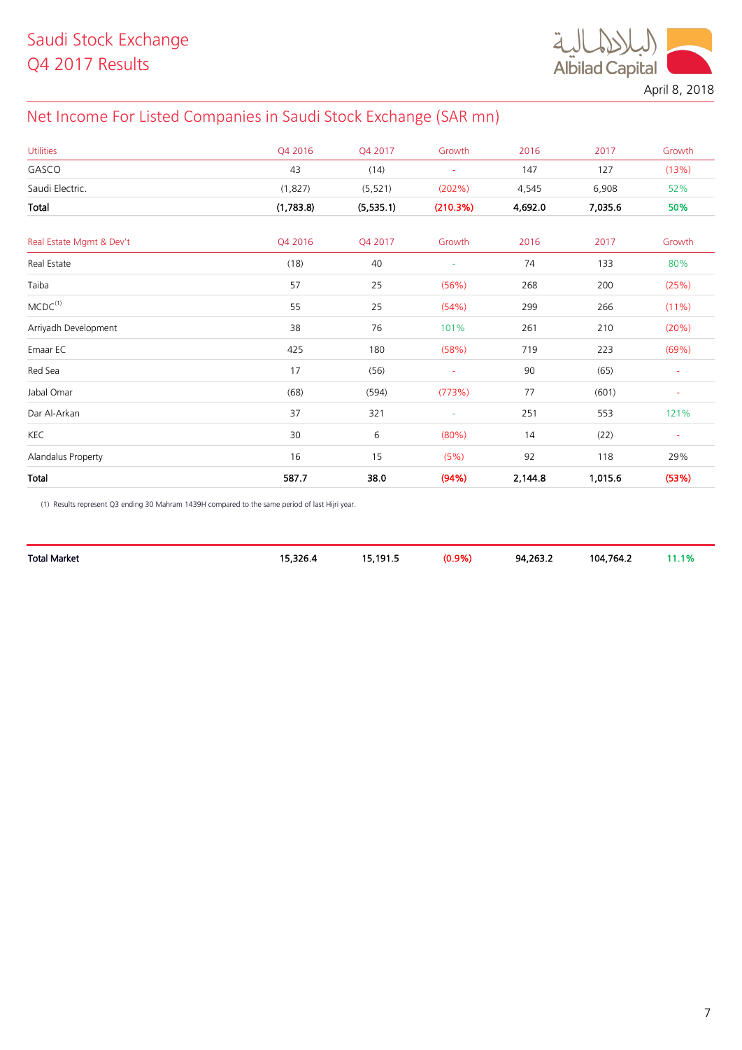# Net Income For Listed Companies in Saudi Stock Exchange (SAR mn)

| Utilities | Q4 2016 | Q4 2017 | Growth | 2016 | 2017 | Growth |
|---|---|---|---|---|---|---|
| GASCO | 43 | (14) | - | 147 | 127 | (13%) |
| Saudi Electric. | (1,827) | (5,521) | (202%) | 4,545 | 6,908 | 52% |
| **Total** | **(1,783.8)** | **(5,535.1)** | **(210.3%)** | **4,692.0** | **7,035.6** | **50%** |

| Real Estate Mgmt & Dev't | Q4 2016 | Q4 2017 | Growth | 2016 | 2017 | Growth |
|---|---|---|---|---|---|---|
| Real Estate | (18) | 40 | - | 74 | 133 | 80% |
| Taiba | 57 | 25 | (56%) | 268 | 200 | (25%) |
| MCDC[(1)] | 55 | 25 | (54%) | 299 | 266 | (11%) |
| Arriyadh Development | 38 | 76 | 101% | 261 | 210 | (20%) |
| Emaar EC | 425 | 180 | (58%) | 719 | 223 | (69%) |
| Red Sea | 17 | (56) | - | 90 | (65) | - |
| Jabal Omar | (68) | (594) | (773%) | 77 | (601) | - |
| Dar Al-Arkan | 37 | 321 | - | 251 | 553 | 121% |
| KEC | 30 | 6 | (80%) | 14 | (22) | - |
| Alandalus Property | 16 | 15 | (5%) | 92 | 118 | 29% |
| **Total** | **587.7** | **38.0** | **(94%)** | **2,144.8** | **1,015.6** | **(53%)** |

(1) Results represent Q3 ending 30 Mahram 1439H compared to the same period of last Hijri year.

| | Q4 2016 | Q4 2017 | Growth | 2016 | 2017 | Growth |
|---|---|---|---|---|---|---|
| **Total Market** | **15,326.4** | **15,191.5** | **(0.9%)** | **94,263.2** | **104,764.2** | **11.1%** |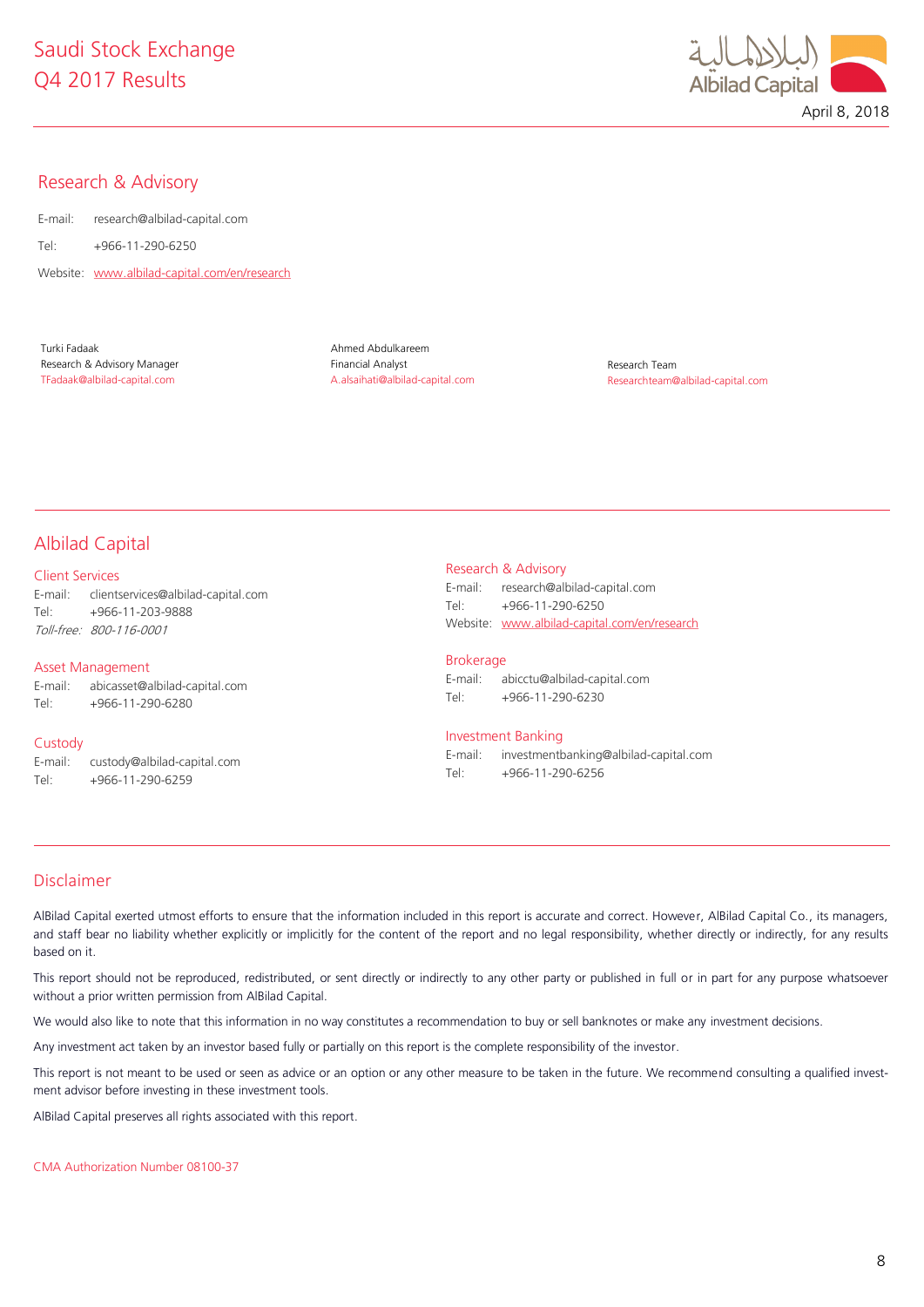## Research & Advisory

E-mail: research@albilad-capital.com

Tel: +966-11-290-6250

Website: www.albilad-capital.com/en/research

Turki Fadaak
Research & Advisory Manager
TFadaak@albilad-capital.com

Ahmed Abdulkareem
Financial Analyst
A.alsaihati@albilad-capital.com

Research Team
Researchteam@albilad-capital.com

## Albilad Capital

### Client Services

E-mail: clientservices@albilad-capital.com
Tel: +966-11-203-9888
*Toll-free: 800-116-0001*

### Asset Management

E-mail: abicasset@albilad-capital.com
Tel: +966-11-290-6280

### Custody

E-mail: custody@albilad-capital.com
Tel: +966-11-290-6259

### Research & Advisory

E-mail: research@albilad-capital.com
Tel: +966-11-290-6250
Website: www.albilad-capital.com/en/research

### Brokerage

E-mail: abicctu@albilad-capital.com
Tel: +966-11-290-6230

### Investment Banking

E-mail: investmentbanking@albilad-capital.com
Tel: +966-11-290-6256

## Disclaimer

AlBilad Capital exerted utmost efforts to ensure that the information included in this report is accurate and correct. However, AlBilad Capital Co., its managers, and staff bear no liability whether explicitly or implicitly for the content of the report and no legal responsibility, whether directly or indirectly, for any results based on it.

This report should not be reproduced, redistributed, or sent directly or indirectly to any other party or published in full or in part for any purpose whatsoever without a prior written permission from AlBilad Capital.

We would also like to note that this information in no way constitutes a recommendation to buy or sell banknotes or make any investment decisions.

Any investment act taken by an investor based fully or partially on this report is the complete responsibility of the investor.

This report is not meant to be used or seen as advice or an option or any other measure to be taken in the future. We recommend consulting a qualified investment advisor before investing in these investment tools.

AlBilad Capital preserves all rights associated with this report.

CMA Authorization Number 08100-37